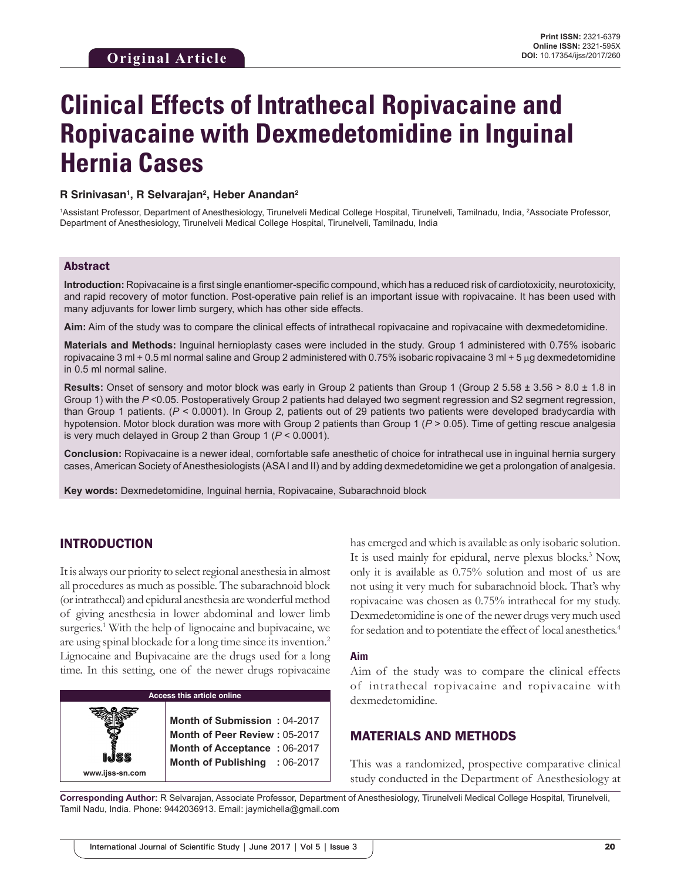**Original Article**

Print ISSN: 2321-6379
Online ISSN: 2321-595X
DOI: 10.17354/ijss/2017/260

# Clinical Effects of Intrathecal Ropivacaine and Ropivacaine with Dexmedetomidine in Inguinal Hernia Cases

**R Srinivasan[1], R Selvarajan[2], Heber Anandan[2]**

[1]Assistant Professor, Department of Anesthesiology, Tirunelveli Medical College Hospital, Tirunelveli, Tamilnadu, India, [2]Associate Professor, Department of Anesthesiology, Tirunelveli Medical College Hospital, Tirunelveli, Tamilnadu, India

## Abstract

**Introduction:** Ropivacaine is a first single enantiomer-specific compound, which has a reduced risk of cardiotoxicity, neurotoxicity, and rapid recovery of motor function. Post-operative pain relief is an important issue with ropivacaine. It has been used with many adjuvants for lower limb surgery, which has other side effects.

**Aim:** Aim of the study was to compare the clinical effects of intrathecal ropivacaine and ropivacaine with dexmedetomidine.

**Materials and Methods:** Inguinal hernioplasty cases were included in the study. Group 1 administered with 0.75% isobaric ropivacaine 3 ml + 0.5 ml normal saline and Group 2 administered with 0.75% isobaric ropivacaine 3 ml + 5 μg dexmedetomidine in 0.5 ml normal saline.

**Results:** Onset of sensory and motor block was early in Group 2 patients than Group 1 (Group 2 5.58 ± 3.56 > 8.0 ± 1.8 in Group 1) with the *P* <0.05. Postoperatively Group 2 patients had delayed two segment regression and S2 segment regression, than Group 1 patients. (*P* < 0.0001). In Group 2, patients out of 29 patients two patients were developed bradycardia with hypotension. Motor block duration was more with Group 2 patients than Group 1 (*P* > 0.05). Time of getting rescue analgesia is very much delayed in Group 2 than Group 1 (*P* < 0.0001).

**Conclusion:** Ropivacaine is a newer ideal, comfortable safe anesthetic of choice for intrathecal use in inguinal hernia surgery cases, American Society of Anesthesiologists (ASA I and II) and by adding dexmedetomidine we get a prolongation of analgesia.

**Key words:** Dexmedetomidine, Inguinal hernia, Ropivacaine, Subarachnoid block

## INTRODUCTION

It is always our priority to select regional anesthesia in almost all procedures as much as possible. The subarachnoid block (or intrathecal) and epidural anesthesia are wonderful method of giving anesthesia in lower abdominal and lower limb surgeries.[1] With the help of lignocaine and bupivacaine, we are using spinal blockade for a long time since its invention.[2] Lignocaine and Bupivacaine are the drugs used for a long time. In this setting, one of the newer drugs ropivacaine has emerged and which is available as only isobaric solution. It is used mainly for epidural, nerve plexus blocks.[3] Now, only it is available as 0.75% solution and most of us are not using it very much for subarachnoid block. That's why ropivacaine was chosen as 0.75% intrathecal for my study. Dexmedetomidine is one of the newer drugs very much used for sedation and to potentiate the effect of local anesthetics.[4]

| Access this article online | |
|---|---|
| www.ijss-sn.com | Month of Submission : 04-2017<br>Month of Peer Review : 05-2017<br>Month of Acceptance : 06-2017<br>Month of Publishing : 06-2017 |

### Aim

Aim of the study was to compare the clinical effects of intrathecal ropivacaine and ropivacaine with dexmedetomidine.

## MATERIALS AND METHODS

This was a randomized, prospective comparative clinical study conducted in the Department of Anesthesiology at

**Corresponding Author:** R Selvarajan, Associate Professor, Department of Anesthesiology, Tirunelveli Medical College Hospital, Tirunelveli, Tamil Nadu, India. Phone: 9442036913. Email: jaymichella@gmail.com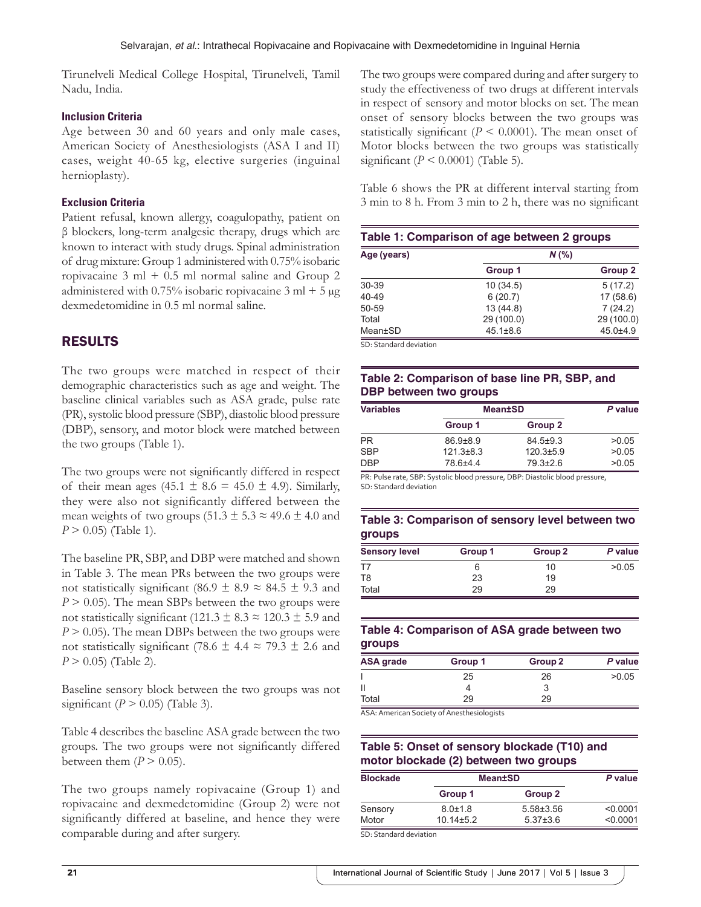Tirunelveli Medical College Hospital, Tirunelveli, Tamil Nadu, India.

### Inclusion Criteria

Age between 30 and 60 years and only male cases, American Society of Anesthesiologists (ASA I and II) cases, weight 40-65 kg, elective surgeries (inguinal hernioplasty).

### Exclusion Criteria

Patient refusal, known allergy, coagulopathy, patient on β blockers, long-term analgesic therapy, drugs which are known to interact with study drugs. Spinal administration of drug mixture: Group 1 administered with 0.75% isobaric ropivacaine 3 ml + 0.5 ml normal saline and Group 2 administered with 0.75% isobaric ropivacaine 3 ml + 5 μg dexmedetomidine in 0.5 ml normal saline.

## RESULTS

The two groups were matched in respect of their demographic characteristics such as age and weight. The baseline clinical variables such as ASA grade, pulse rate (PR), systolic blood pressure (SBP), diastolic blood pressure (DBP), sensory, and motor block were matched between the two groups (Table 1).

The two groups were not significantly differed in respect of their mean ages (45.1 ± 8.6 = 45.0 ± 4.9). Similarly, they were also not significantly differed between the mean weights of two groups (51.3 ± 5.3 ≈ 49.6 ± 4.0 and $P > 0.05$) (Table 1).

The baseline PR, SBP, and DBP were matched and shown in Table 3. The mean PRs between the two groups were not statistically significant (86.9 ± 8.9 ≈ 84.5 ± 9.3 and $P > 0.05$). The mean SBPs between the two groups were not statistically significant (121.3 ± 8.3 ≈ 120.3 ± 5.9 and $P > 0.05$). The mean DBPs between the two groups were not statistically significant (78.6 ± 4.4 ≈ 79.3 ± 2.6 and $P > 0.05$) (Table 2).

Baseline sensory block between the two groups was not significant ($P > 0.05$) (Table 3).

Table 4 describes the baseline ASA grade between the two groups. The two groups were not significantly differed between them ($P > 0.05$).

The two groups namely ropivacaine (Group 1) and ropivacaine and dexmedetomidine (Group 2) were not significantly differed at baseline, and hence they were comparable during and after surgery.

The two groups were compared during and after surgery to study the effectiveness of two drugs at different intervals in respect of sensory and motor blocks on set. The mean onset of sensory blocks between the two groups was statistically significant ($P < 0.0001$). The mean onset of Motor blocks between the two groups was statistically significant ($P < 0.0001$) (Table 5).

Table 6 shows the PR at different interval starting from 3 min to 8 h. From 3 min to 2 h, there was no significant

**Table 1: Comparison of age between 2 groups**

| Age (years) | N (%) | |
|---|---|---|
| | Group 1 | Group 2 |
| 30-39 | 10 (34.5) | 5 (17.2) |
| 40-49 | 6 (20.7) | 17 (58.6) |
| 50-59 | 13 (44.8) | 7 (24.2) |
| Total | 29 (100.0) | 29 (100.0) |
| Mean±SD | 45.1±8.6 | 45.0±4.9 |

SD: Standard deviation

**Table 2: Comparison of base line PR, SBP, and DBP between two groups**

| Variables | Mean±SD | | P value |
|---|---|---|---|
| | Group 1 | Group 2 | |
| PR | 86.9±8.9 | 84.5±9.3 | >0.05 |
| SBP | 121.3±8.3 | 120.3±5.9 | >0.05 |
| DBP | 78.6±4.4 | 79.3±2.6 | >0.05 |

PR: Pulse rate, SBP: Systolic blood pressure, DBP: Diastolic blood pressure, SD: Standard deviation

**Table 3: Comparison of sensory level between two groups**

| Sensory level | Group 1 | Group 2 | P value |
|---|---|---|---|
| T7 | 6 | 10 | >0.05 |
| T8 | 23 | 19 | |
| Total | 29 | 29 | |

**Table 4: Comparison of ASA grade between two groups**

| ASA grade | Group 1 | Group 2 | P value |
|---|---|---|---|
| I | 25 | 26 | >0.05 |
| II | 4 | 3 | |
| Total | 29 | 29 | |

ASA: American Society of Anesthesiologists

**Table 5: Onset of sensory blockade (T10) and motor blockade (2) between two groups**

| Blockade | Mean±SD | | P value |
|---|---|---|---|
| | Group 1 | Group 2 | |
| Sensory | 8.0±1.8 | 5.58±3.56 | <0.0001 |
| Motor | 10.14±5.2 | 5.37±3.6 | <0.0001 |

SD: Standard deviation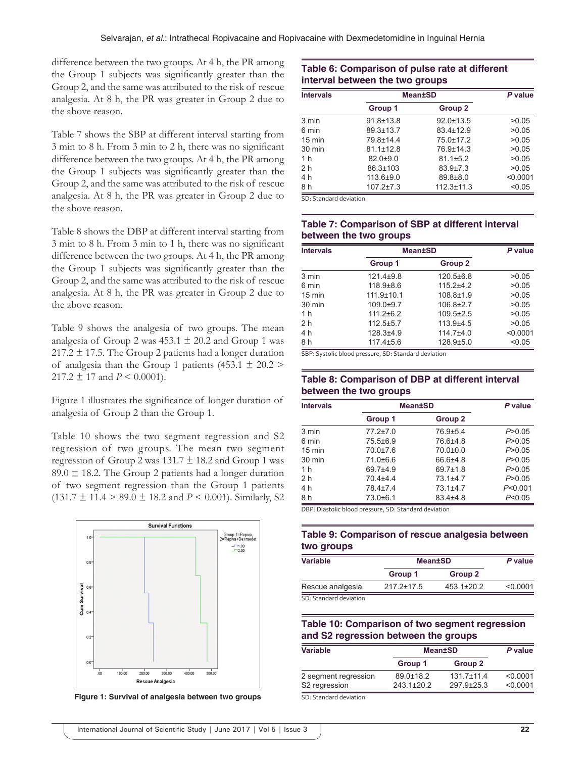difference between the two groups. At 4 h, the PR among the Group 1 subjects was significantly greater than the Group 2, and the same was attributed to the risk of rescue analgesia. At 8 h, the PR was greater in Group 2 due to the above reason.

Table 7 shows the SBP at different interval starting from 3 min to 8 h. From 3 min to 2 h, there was no significant difference between the two groups. At 4 h, the PR among the Group 1 subjects was significantly greater than the Group 2, and the same was attributed to the risk of rescue analgesia. At 8 h, the PR was greater in Group 2 due to the above reason.

Table 8 shows the DBP at different interval starting from 3 min to 8 h. From 3 min to 1 h, there was no significant difference between the two groups. At 4 h, the PR among the Group 1 subjects was significantly greater than the Group 2, and the same was attributed to the risk of rescue analgesia. At 8 h, the PR was greater in Group 2 due to the above reason.

Table 9 shows the analgesia of two groups. The mean analgesia of Group 2 was 453.1 ± 20.2 and Group 1 was 217.2 ± 17.5. The Group 2 patients had a longer duration of analgesia than the Group 1 patients (453.1 ± 20.2 > 217.2 ± 17 and $P < 0.0001$).

Figure 1 illustrates the significance of longer duration of analgesia of Group 2 than the Group 1.

Table 10 shows the two segment regression and S2 regression of two groups. The mean two segment regression of Group 2 was 131.7 ± 18.2 and Group 1 was 89.0 ± 18.2. The Group 2 patients had a longer duration of two segment regression than the Group 1 patients (131.7 ± 11.4 > 89.0 ± 18.2 and $P < 0.001$). Similarly, S2

**Figure 1: Survival of analgesia between two groups**

**Table 6: Comparison of pulse rate at different interval between the two groups**

| Intervals | Mean±SD | | P value |
|---|---|---|---|
| | Group 1 | Group 2 | |
| 3 min | 91.8±13.8 | 92.0±13.5 | >0.05 |
| 6 min | 89.3±13.7 | 83.4±12.9 | >0.05 |
| 15 min | 79.8±14.4 | 75.0±17.2 | >0.05 |
| 30 min | 81.1±12.8 | 76.9±14.3 | >0.05 |
| 1 h | 82.0±9.0 | 81.1±5.2 | >0.05 |
| 2 h | 86.3±103 | 83.9±7.3 | >0.05 |
| 4 h | 113.6±9.0 | 89.8±8.0 | <0.0001 |
| 8 h | 107.2±7.3 | 112.3±11.3 | <0.05 |

SD: Standard deviation

**Table 7: Comparison of SBP at different interval between the two groups**

| Intervals | Mean±SD | | P value |
|---|---|---|---|
| | Group 1 | Group 2 | |
| 3 min | 121.4±9.8 | 120.5±6.8 | >0.05 |
| 6 min | 118.9±8.6 | 115.2±4.2 | >0.05 |
| 15 min | 111.9±10.1 | 108.8±1.9 | >0.05 |
| 30 min | 109.0±9.7 | 106.8±2.7 | >0.05 |
| 1 h | 111.2±6.2 | 109.5±2.5 | >0.05 |
| 2 h | 112.5±5.7 | 113.9±4.5 | >0.05 |
| 4 h | 128.3±4.9 | 114.7±4.0 | <0.0001 |
| 8 h | 117.4±5.6 | 128.9±5.0 | <0.05 |

SBP: Systolic blood pressure, SD: Standard deviation

**Table 8: Comparison of DBP at different interval between the two groups**

| Intervals | Mean±SD | | P value |
|---|---|---|---|
| | Group 1 | Group 2 | |
| 3 min | 77.2±7.0 | 76.9±5.4 | P>0.05 |
| 6 min | 75.5±6.9 | 76.6±4.8 | P>0.05 |
| 15 min | 70.0±7.6 | 70.0±0.0 | P>0.05 |
| 30 min | 71.0±6.6 | 66.6±4.8 | P>0.05 |
| 1 h | 69.7±4.9 | 69.7±1.8 | P>0.05 |
| 2 h | 70.4±4.4 | 73.1±4.7 | P>0.05 |
| 4 h | 78.4±7.4 | 73.1±4.7 | P<0.001 |
| 8 h | 73.0±6.1 | 83.4±4.8 | P<0.05 |

DBP: Diastolic blood pressure, SD: Standard deviation

**Table 9: Comparison of rescue analgesia between two groups**

| Variable | Mean±SD | | P value |
|---|---|---|---|
| | Group 1 | Group 2 | |
| Rescue analgesia | 217.2±17.5 | 453.1±20.2 | <0.0001 |

SD: Standard deviation

**Table 10: Comparison of two segment regression and S2 regression between the groups**

| Variable | Mean±SD | | P value |
|---|---|---|---|
| | Group 1 | Group 2 | |
| 2 segment regression | 89.0±18.2 | 131.7±11.4 | <0.0001 |
| S2 regression | 243.1±20.2 | 297.9±25.3 | <0.0001 |

SD: Standard deviation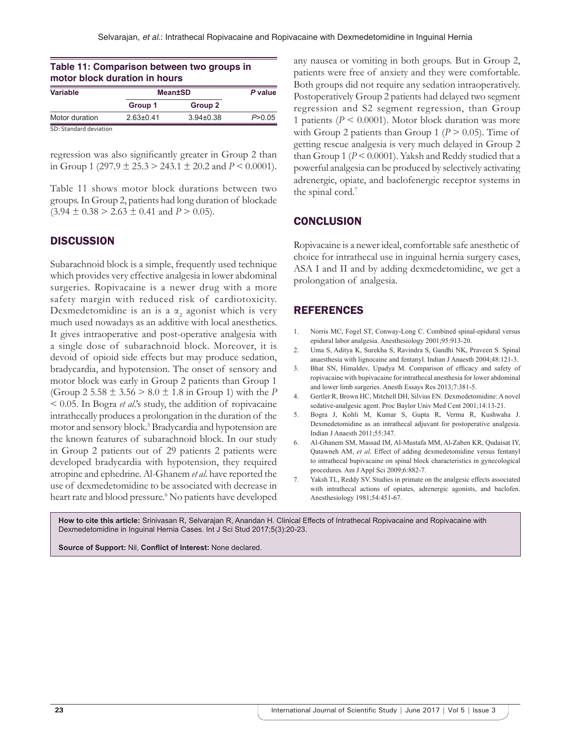**Table 11: Comparison between two groups in motor block duration in hours**

| Variable | Mean±SD | | P value |
|---|---|---|---|
| | Group 1 | Group 2 | |
| Motor duration | 2.63±0.41 | 3.94±0.38 | P>0.05 |

SD: Standard deviation

regression was also significantly greater in Group 2 than in Group 1 (297.9 ± 25.3 > 243.1 ± 20.2 and $P < 0.0001$).

Table 11 shows motor block durations between two groups. In Group 2, patients had long duration of blockade (3.94 ± 0.38 > 2.63 ± 0.41 and $P > 0.05$).

## DISCUSSION

Subarachnoid block is a simple, frequently used technique which provides very effective analgesia in lower abdominal surgeries. Ropivacaine is a newer drug with a more safety margin with reduced risk of cardiotoxicity. Dexmedetomidine is an is a $\alpha_2$ agonist which is very much used nowadays as an additive with local anesthetics. It gives intraoperative and post-operative analgesia with a single dose of subarachnoid block. Moreover, it is devoid of opioid side effects but may produce sedation, bradycardia, and hypotension. The onset of sensory and motor block was early in Group 2 patients than Group 1 (Group 2 5.58 ± 3.56 > 8.0 ± 1.8 in Group 1) with the $P < 0.05$. In Bogra *et al*.'s study, the addition of ropivacaine intrathecally produces a prolongation in the duration of the motor and sensory block.[5] Bradycardia and hypotension are the known features of subarachnoid block. In our study in Group 2 patients out of 29 patients 2 patients were developed bradycardia with hypotension, they required atropine and ephedrine. Al-Ghanem *et al*. have reported the use of dexmedetomidine to be associated with decrease in heart rate and blood pressure.[6] No patients have developed any nausea or vomiting in both groups. But in Group 2, patients were free of anxiety and they were comfortable. Both groups did not require any sedation intraoperatively. Postoperatively Group 2 patients had delayed two segment regression and S2 segment regression, than Group 1 patients ($P < 0.0001$). Motor block duration was more with Group 2 patients than Group 1 ($P > 0.05$). Time of getting rescue analgesia is very much delayed in Group 2 than Group 1 ($P < 0.0001$). Yaksh and Reddy studied that a powerful analgesia can be produced by selectively activating adrenergic, opiate, and baclofenergic receptor systems in the spinal cord.[7]

## CONCLUSION

Ropivacaine is a newer ideal, comfortable safe anesthetic of choice for intrathecal use in inguinal hernia surgery cases, ASA I and II and by adding dexmedetomidine, we get a prolongation of analgesia.

## REFERENCES

1. Norris MC, Fogel ST, Conway-Long C. Combined spinal-epidural versus epidural labor analgesia. Anesthesiology 2001;95:913-20.
2. Uma S, Aditya K, Surekha S, Ravindra S, Gandhi NK, Praveen S. Spinal anaesthesia with lignocaine and fentanyl. Indian J Anaesth 2004;48:121-3.
3. Bhat SN, Himaldev, Upadya M. Comparison of efficacy and safety of ropivacaine with bupivacaine for intrathecal anesthesia for lower abdominal and lower limb surgeries. Anesth Essays Res 2013;7:381-5.
4. Gertler R, Brown HC, Mitchell DH, Silvius EN. Dexmedetomidine: A novel sedative-analgesic agent. Proc Baylor Univ Med Cent 2001;14:13-21.
5. Bogra J, Kohli M, Kumar S, Gupta R, Verma R, Kushwaha J. Dexmedetomidine as an intrathecal adjuvant for postoperative analgesia. Indian J Anaesth 2011;55:347.
6. Al-Ghanem SM, Massad IM, Al-Mustafa MM, Al-Zaben KR, Qudaisat IY, Qatawneh AM, *et al*. Effect of adding dexmedetomidine versus fentanyl to intrathecal bupivacaine on spinal block characteristics in gynecological procedures. Am J Appl Sci 2009;6:882-7.
7. Yaksh TL, Reddy SV. Studies in primate on the analgesic effects associated with intrathecal actions of opiates, adrenergic agonists, and baclofen. Anesthesiology 1981;54:451-67.

**How to cite this article:** Srinivasan R, Selvarajan R, Anandan H. Clinical Effects of Intrathecal Ropivacaine and Ropivacaine with Dexmedetomidine in Inguinal Hernia Cases. Int J Sci Stud 2017;5(3):20-23.

**Source of Support:** Nil, **Conflict of Interest:** None declared.